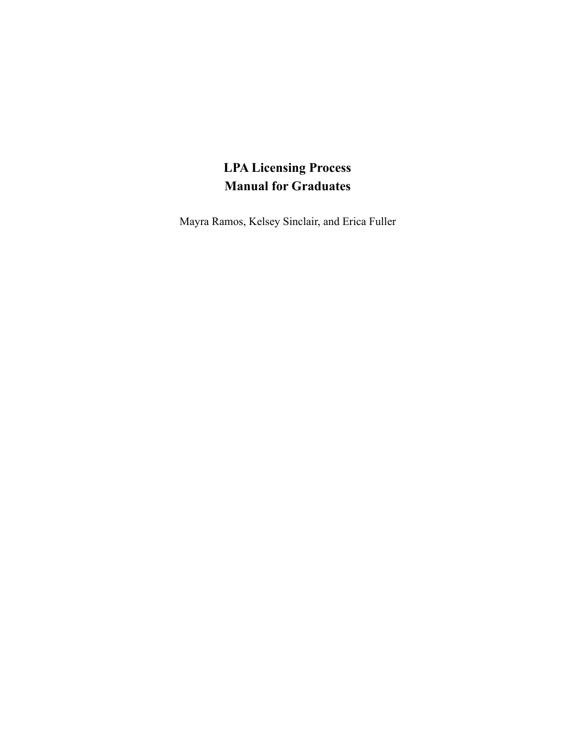# LPA Licensing Process
# Manual for Graduates

Mayra Ramos, Kelsey Sinclair, and Erica Fuller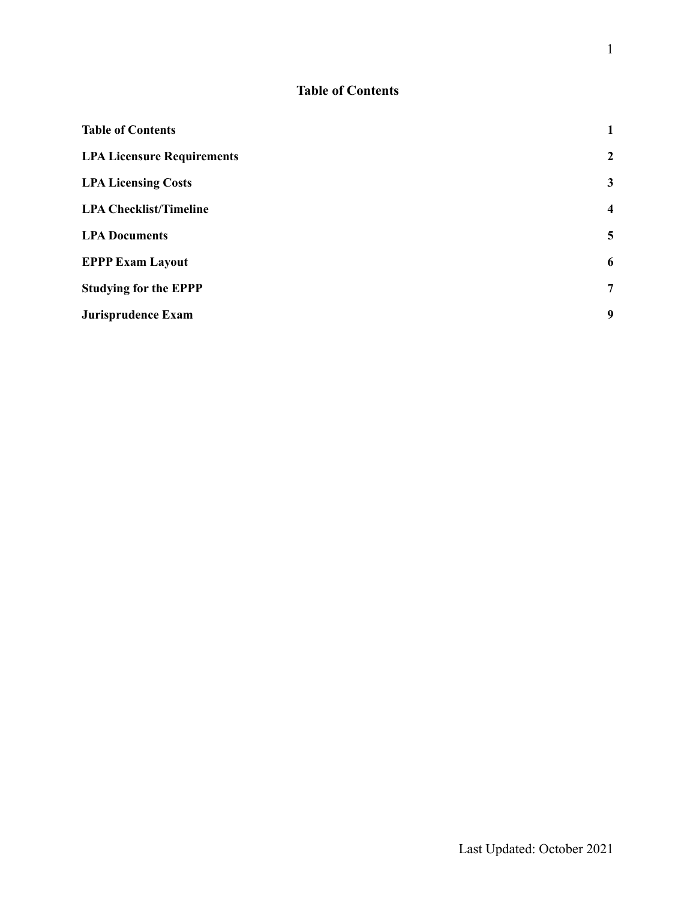# Table of Contents

| | |
|---|---|
| **Table of Contents** | **1** |
| **LPA Licensure Requirements** | **2** |
| **LPA Licensing Costs** | **3** |
| **LPA Checklist/Timeline** | **4** |
| **LPA Documents** | **5** |
| **EPPP Exam Layout** | **6** |
| **Studying for the EPPP** | **7** |
| **Jurisprudence Exam** | **9** |

Last Updated: October 2021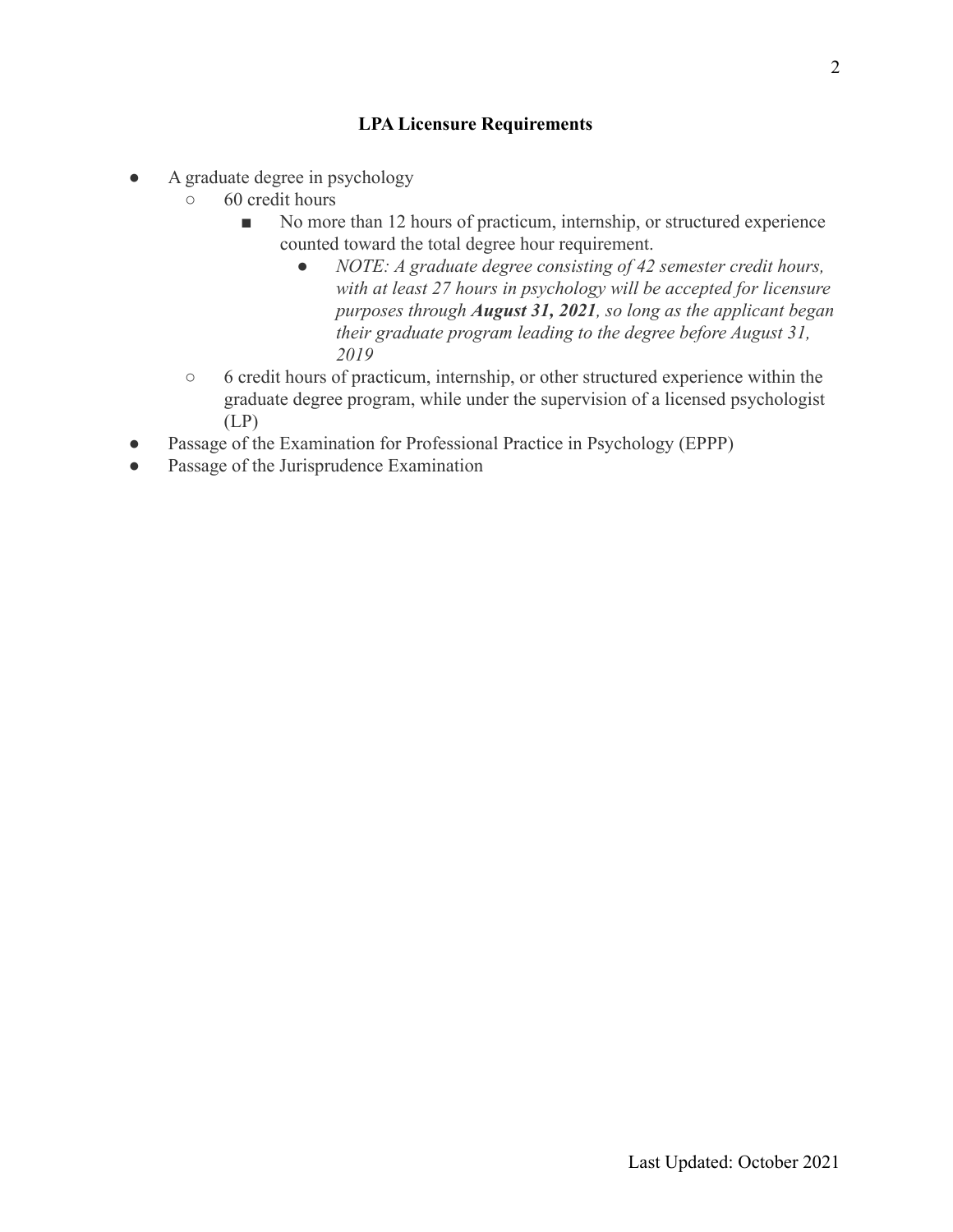## LPA Licensure Requirements

- A graduate degree in psychology
  - 60 credit hours
    - No more than 12 hours of practicum, internship, or structured experience counted toward the total degree hour requirement.
      - *NOTE: A graduate degree consisting of 42 semester credit hours, with at least 27 hours in psychology will be accepted for licensure purposes through **August 31, 2021**, so long as the applicant began their graduate program leading to the degree before August 31, 2019*
  - 6 credit hours of practicum, internship, or other structured experience within the graduate degree program, while under the supervision of a licensed psychologist (LP)
- Passage of the Examination for Professional Practice in Psychology (EPPP)
- Passage of the Jurisprudence Examination

Last Updated: October 2021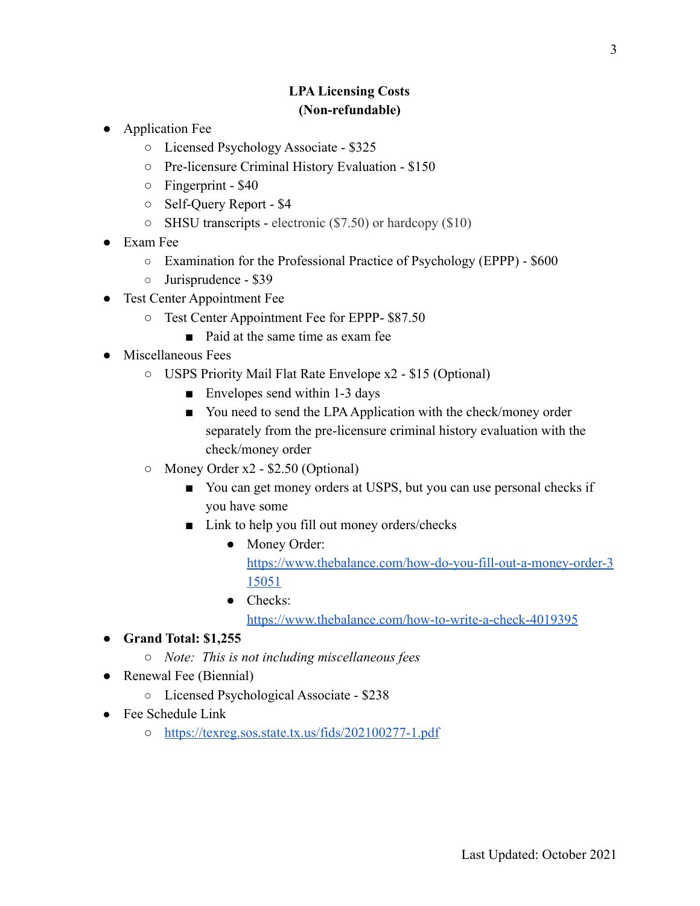## LPA Licensing Costs
## (Non-refundable)

- Application Fee
  - Licensed Psychology Associate - $325
  - Pre-licensure Criminal History Evaluation - $150
  - Fingerprint - $40
  - Self-Query Report - $4
  - SHSU transcripts - electronic ($7.50) or hardcopy ($10)
- Exam Fee
  - Examination for the Professional Practice of Psychology (EPPP) - $600
  - Jurisprudence - $39
- Test Center Appointment Fee
  - Test Center Appointment Fee for EPPP- $87.50
    - Paid at the same time as exam fee
- Miscellaneous Fees
  - USPS Priority Mail Flat Rate Envelope x2 - $15 (Optional)
    - Envelopes send within 1-3 days
    - You need to send the LPA Application with the check/money order separately from the pre-licensure criminal history evaluation with the check/money order
  - Money Order x2 - $2.50 (Optional)
    - You can get money orders at USPS, but you can use personal checks if you have some
    - Link to help you fill out money orders/checks
      - Money Order: https://www.thebalance.com/how-do-you-fill-out-a-money-order-315051
      - Checks: https://www.thebalance.com/how-to-write-a-check-4019395
- **Grand Total: $1,255**
  - *Note: This is not including miscellaneous fees*
- Renewal Fee (Biennial)
  - Licensed Psychological Associate - $238
- Fee Schedule Link
  - https://texreg.sos.state.tx.us/fids/202100277-1.pdf

Last Updated: October 2021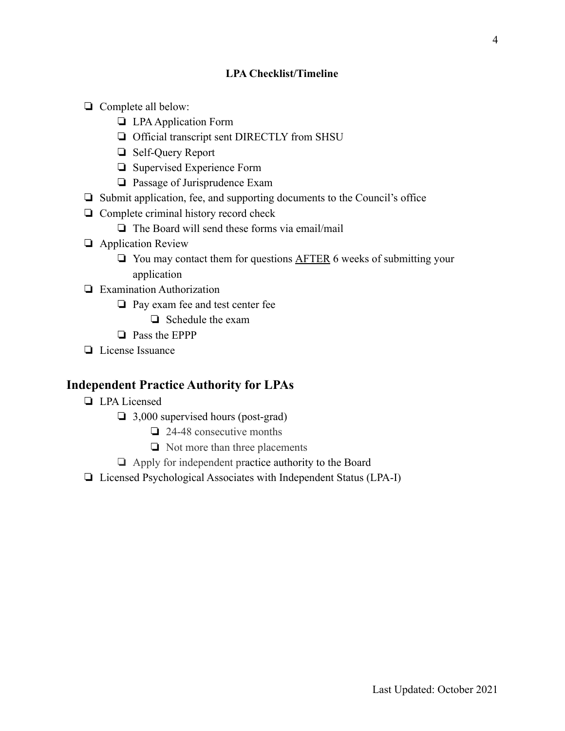**LPA Checklist/Timeline**

- [ ] Complete all below:
    - [ ] LPA Application Form
    - [ ] Official transcript sent DIRECTLY from SHSU
    - [ ] Self-Query Report
    - [ ] Supervised Experience Form
    - [ ] Passage of Jurisprudence Exam
- [ ] Submit application, fee, and supporting documents to the Council's office
- [ ] Complete criminal history record check
    - [ ] The Board will send these forms via email/mail
- [ ] Application Review
    - [ ] You may contact them for questions <u>AFTER</u> 6 weeks of submitting your application
- [ ] Examination Authorization
    - [ ] Pay exam fee and test center fee
        - [ ] Schedule the exam
    - [ ] Pass the EPPP
- [ ] License Issuance

## Independent Practice Authority for LPAs

- [ ] LPA Licensed
    - [ ] 3,000 supervised hours (post-grad)
        - [ ] 24-48 consecutive months
        - [ ] Not more than three placements
    - [ ] Apply for independent practice authority to the Board
- [ ] Licensed Psychological Associates with Independent Status (LPA-I)

Last Updated: October 2021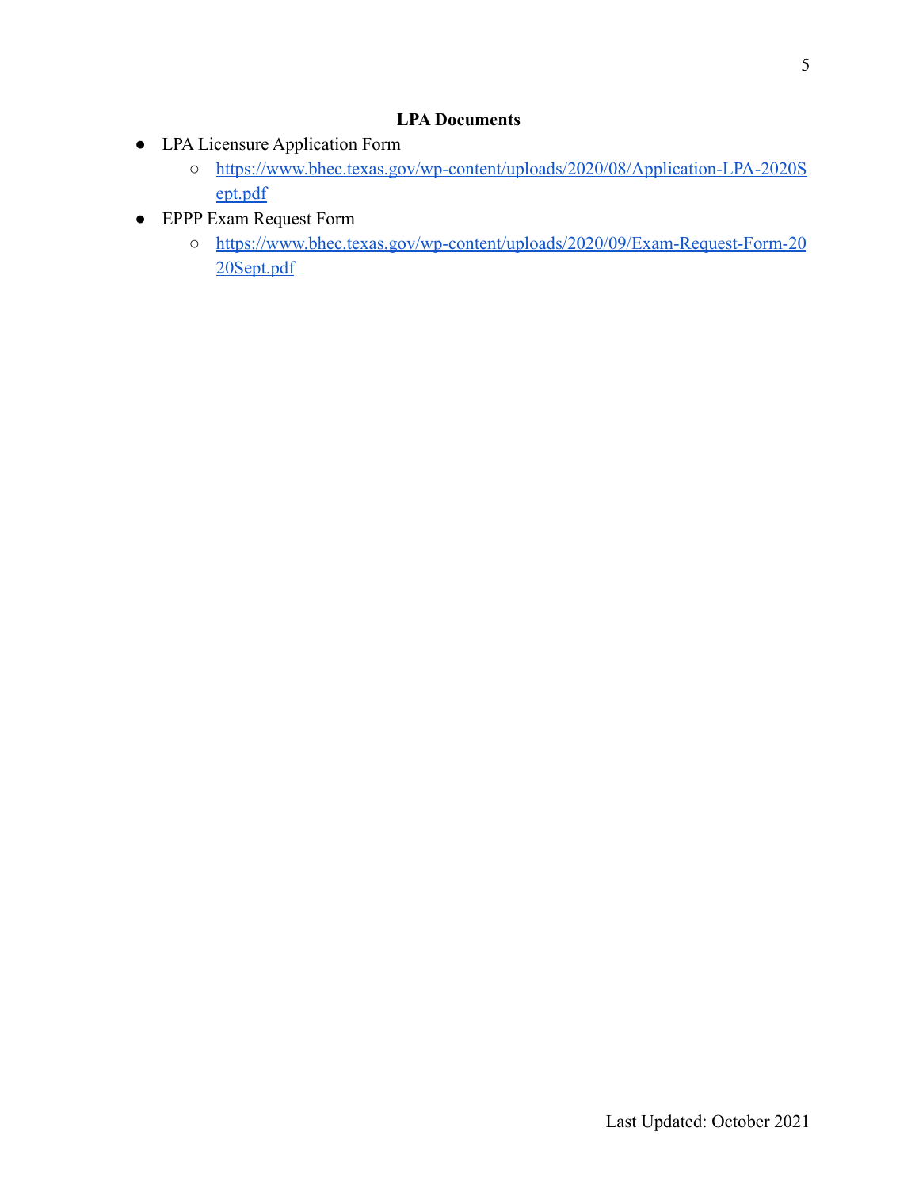## LPA Documents

- LPA Licensure Application Form
  - https://www.bhec.texas.gov/wp-content/uploads/2020/08/Application-LPA-2020Sept.pdf
- EPPP Exam Request Form
  - https://www.bhec.texas.gov/wp-content/uploads/2020/09/Exam-Request-Form-2020Sept.pdf

Last Updated: October 2021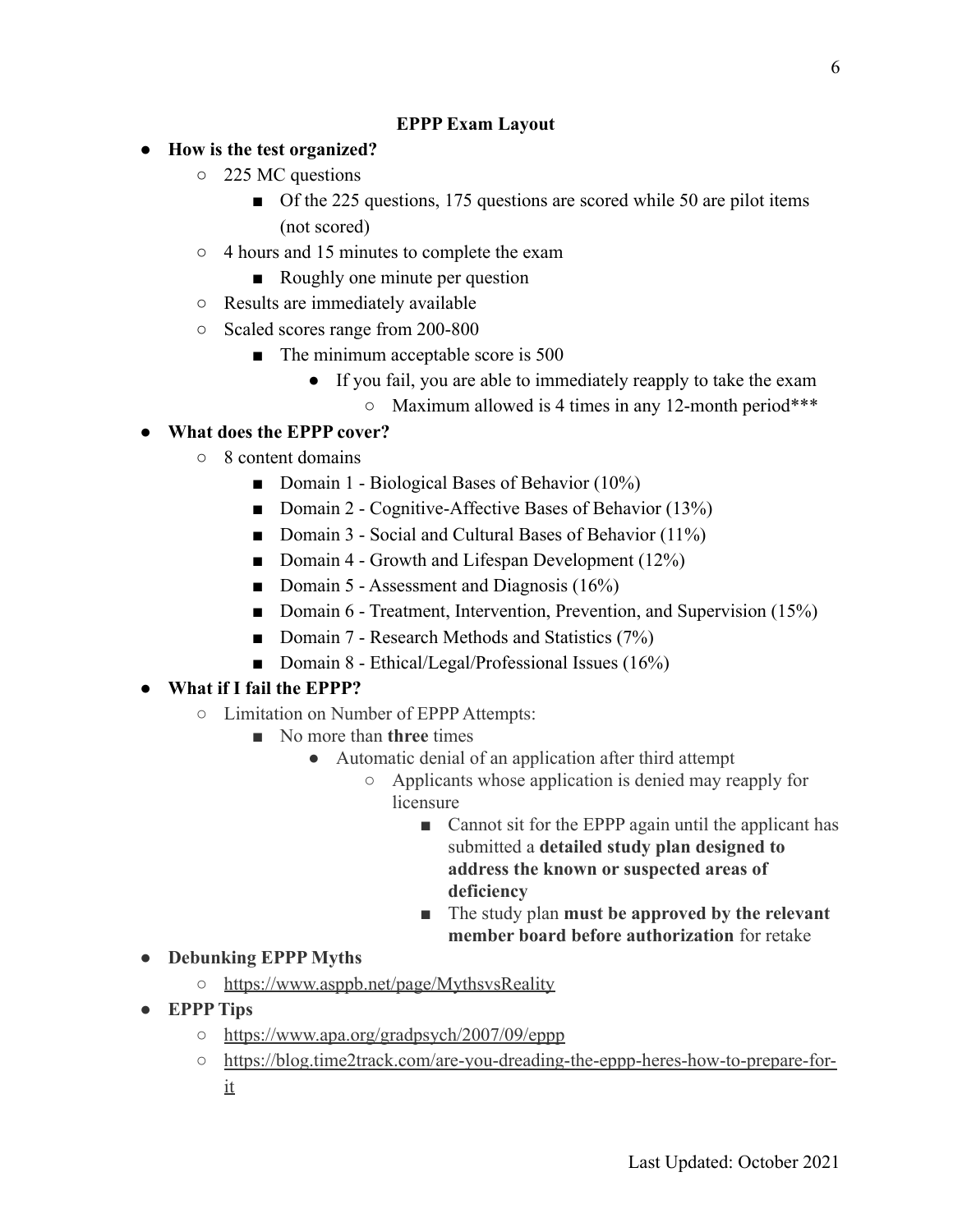## EPPP Exam Layout

- **How is the test organized?**
  - 225 MC questions
    - Of the 225 questions, 175 questions are scored while 50 are pilot items (not scored)
  - 4 hours and 15 minutes to complete the exam
    - Roughly one minute per question
  - Results are immediately available
  - Scaled scores range from 200-800
    - The minimum acceptable score is 500
      - If you fail, you are able to immediately reapply to take the exam
        - Maximum allowed is 4 times in any 12-month period***
- **What does the EPPP cover?**
  - 8 content domains
    - Domain 1 - Biological Bases of Behavior (10%)
    - Domain 2 - Cognitive-Affective Bases of Behavior (13%)
    - Domain 3 - Social and Cultural Bases of Behavior (11%)
    - Domain 4 - Growth and Lifespan Development (12%)
    - Domain 5 - Assessment and Diagnosis (16%)
    - Domain 6 - Treatment, Intervention, Prevention, and Supervision (15%)
    - Domain 7 - Research Methods and Statistics (7%)
    - Domain 8 - Ethical/Legal/Professional Issues (16%)
- **What if I fail the EPPP?**
  - Limitation on Number of EPPP Attempts:
    - No more than **three** times
      - Automatic denial of an application after third attempt
        - Applicants whose application is denied may reapply for licensure
          - Cannot sit for the EPPP again until the applicant has submitted a **detailed study plan designed to address the known or suspected areas of deficiency**
          - The study plan **must be approved by the relevant member board before authorization** for retake
- **Debunking EPPP Myths**
  - https://www.asppb.net/page/MythsvsReality
- **EPPP Tips**
  - https://www.apa.org/gradpsych/2007/09/eppp
  - https://blog.time2track.com/are-you-dreading-the-eppp-heres-how-to-prepare-for-it

Last Updated: October 2021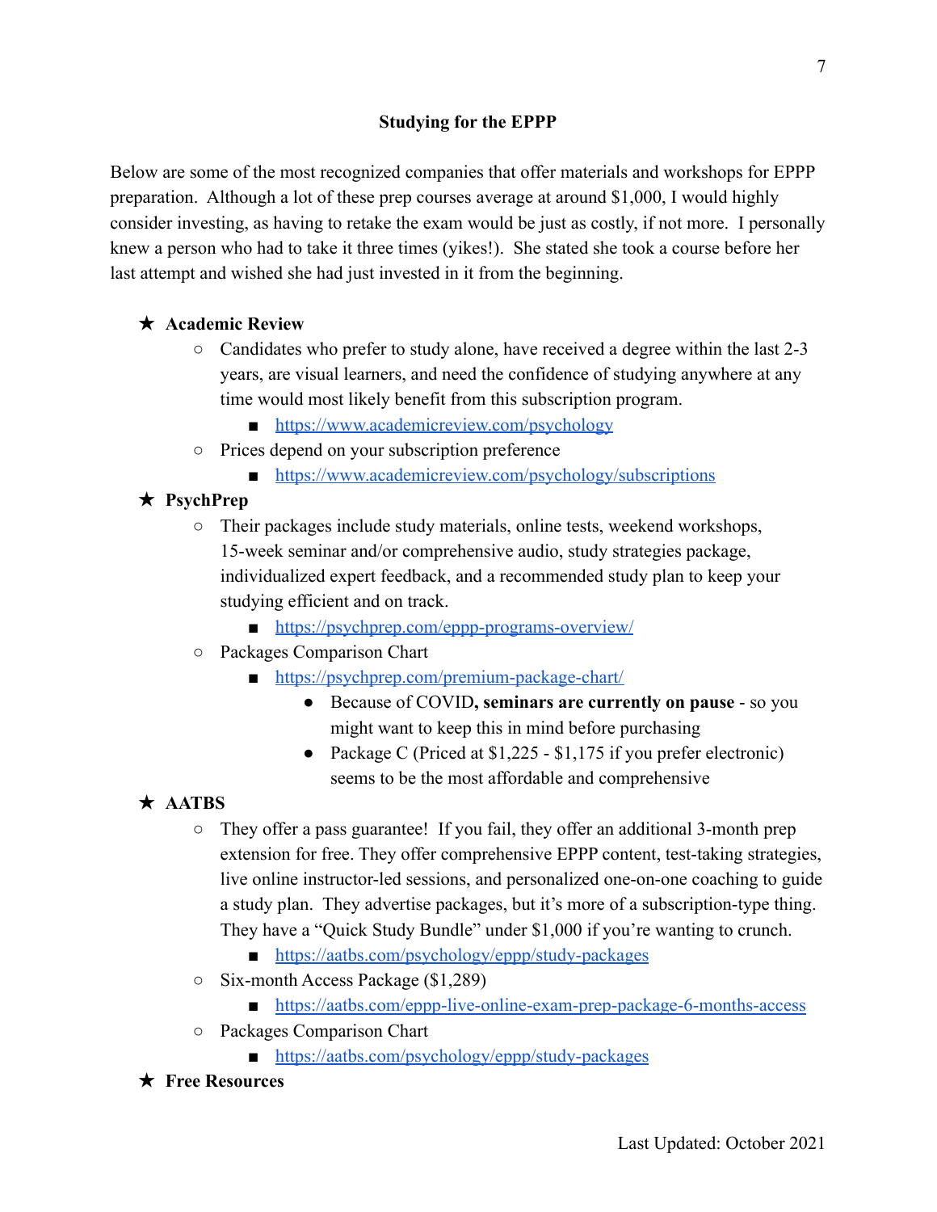## Studying for the EPPP

Below are some of the most recognized companies that offer materials and workshops for EPPP preparation. Although a lot of these prep courses average at around $1,000, I would highly consider investing, as having to retake the exam would be just as costly, if not more. I personally knew a person who had to take it three times (yikes!). She stated she took a course before her last attempt and wished she had just invested in it from the beginning.

- ★ **Academic Review**
  - Candidates who prefer to study alone, have received a degree within the last 2-3 years, are visual learners, and need the confidence of studying anywhere at any time would most likely benefit from this subscription program.
    - https://www.academicreview.com/psychology
  - Prices depend on your subscription preference
    - https://www.academicreview.com/psychology/subscriptions
- ★ **PsychPrep**
  - Their packages include study materials, online tests, weekend workshops, 15-week seminar and/or comprehensive audio, study strategies package, individualized expert feedback, and a recommended study plan to keep your studying efficient and on track.
    - https://psychprep.com/eppp-programs-overview/
  - Packages Comparison Chart
    - https://psychprep.com/premium-package-chart/
      - Because of COVID**, seminars are currently on pause** - so you might want to keep this in mind before purchasing
      - Package C (Priced at $1,225 - $1,175 if you prefer electronic) seems to be the most affordable and comprehensive
- ★ **AATBS**
  - They offer a pass guarantee! If you fail, they offer an additional 3-month prep extension for free. They offer comprehensive EPPP content, test-taking strategies, live online instructor-led sessions, and personalized one-on-one coaching to guide a study plan. They advertise packages, but it's more of a subscription-type thing. They have a "Quick Study Bundle" under $1,000 if you're wanting to crunch.
    - https://aatbs.com/psychology/eppp/study-packages
  - Six-month Access Package ($1,289)
    - https://aatbs.com/eppp-live-online-exam-prep-package-6-months-access
  - Packages Comparison Chart
    - https://aatbs.com/psychology/eppp/study-packages
- ★ **Free Resources**

Last Updated: October 2021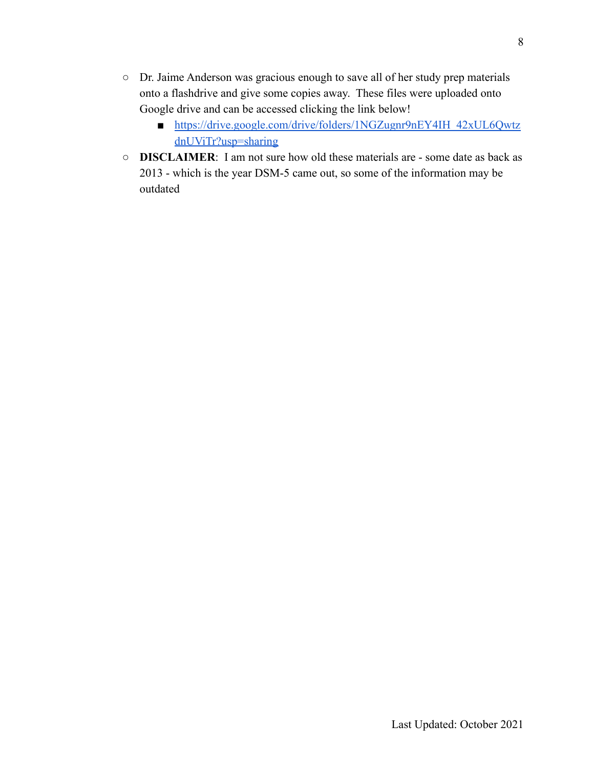- Dr. Jaime Anderson was gracious enough to save all of her study prep materials onto a flashdrive and give some copies away. These files were uploaded onto Google drive and can be accessed clicking the link below!
  - https://drive.google.com/drive/folders/1NGZugnr9nEY4IH_42xUL6QwtzdnUViTr?usp=sharing
- **DISCLAIMER**: I am not sure how old these materials are - some date as back as 2013 - which is the year DSM-5 came out, so some of the information may be outdated

Last Updated: October 2021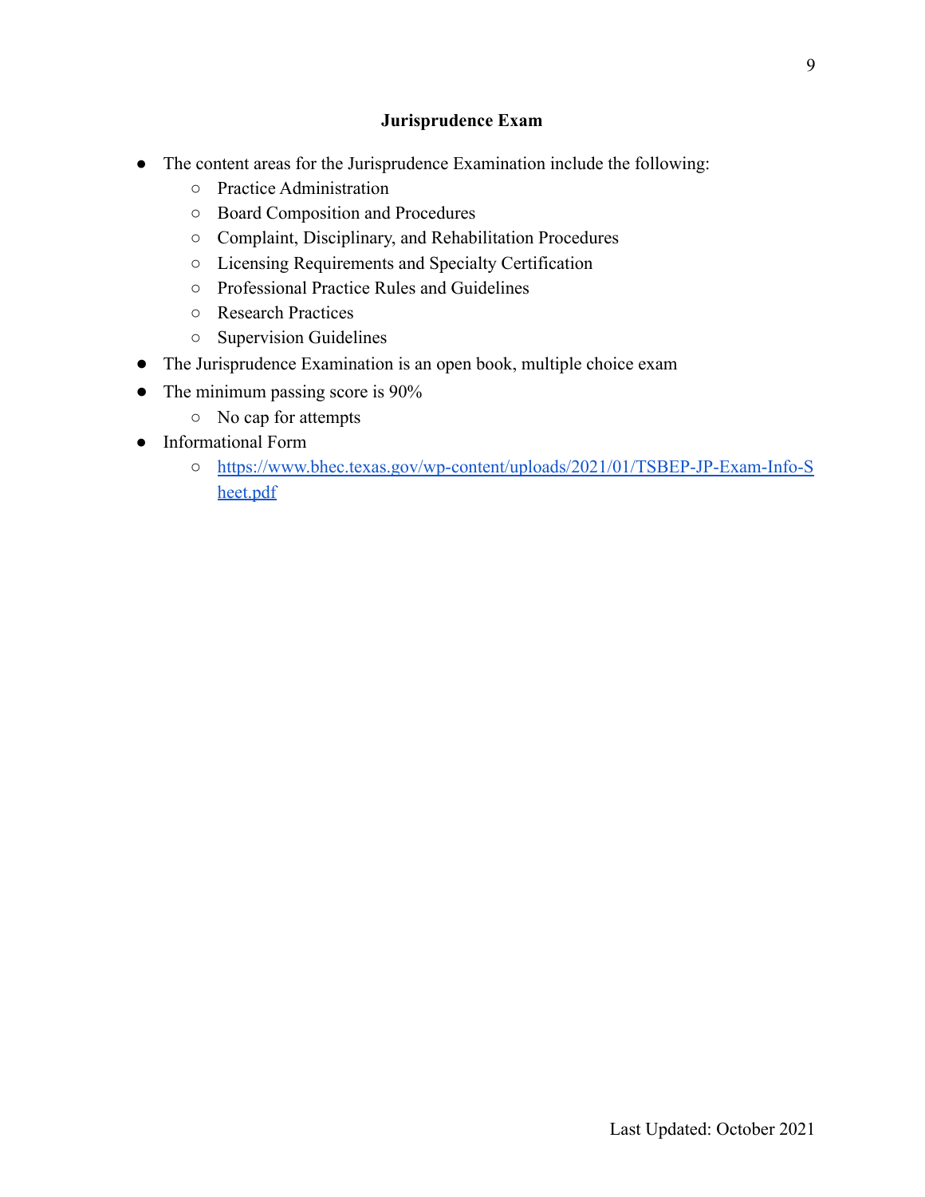## Jurisprudence Exam

- The content areas for the Jurisprudence Examination include the following:
  - Practice Administration
  - Board Composition and Procedures
  - Complaint, Disciplinary, and Rehabilitation Procedures
  - Licensing Requirements and Specialty Certification
  - Professional Practice Rules and Guidelines
  - Research Practices
  - Supervision Guidelines
- The Jurisprudence Examination is an open book, multiple choice exam
- The minimum passing score is 90%
  - No cap for attempts
- Informational Form
  - https://www.bhec.texas.gov/wp-content/uploads/2021/01/TSBEP-JP-Exam-Info-Sheet.pdf

Last Updated: October 2021